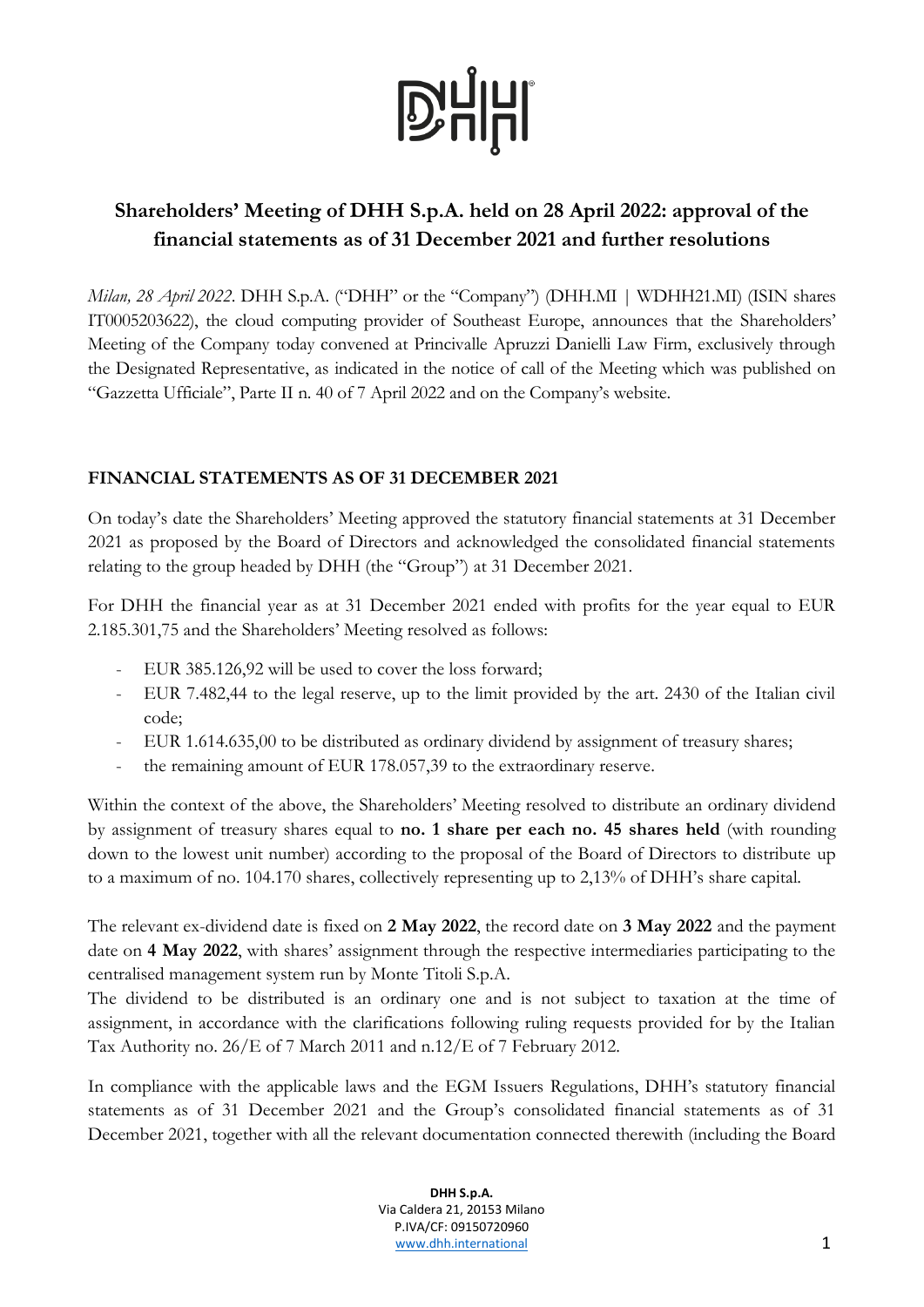# Shareholders' Meeting of DHH S.p.A. held on 28 April 2022: approval of the financial statements as of 31 December 2021 and further resolutions

*Milan, 28 April 2022*. DHH S.p.A. ("DHH" or the "Company") (DHH.MI | WDHH21.MI) (ISIN shares IT0005203622), the cloud computing provider of Southeast Europe, announces that the Shareholders' Meeting of the Company today convened at Princivalle Apruzzi Danielli Law Firm, exclusively through the Designated Representative, as indicated in the notice of call of the Meeting which was published on "Gazzetta Ufficiale", Parte II n. 40 of 7 April 2022 and on the Company's website.

## FINANCIAL STATEMENTS AS OF 31 DECEMBER 2021

On today's date the Shareholders' Meeting approved the statutory financial statements at 31 December 2021 as proposed by the Board of Directors and acknowledged the consolidated financial statements relating to the group headed by DHH (the "Group") at 31 December 2021.

For DHH the financial year as at 31 December 2021 ended with profits for the year equal to EUR 2.185.301,75 and the Shareholders' Meeting resolved as follows:

- EUR 385.126,92 will be used to cover the loss forward;
- EUR 7.482,44 to the legal reserve, up to the limit provided by the art. 2430 of the Italian civil code;
- EUR 1.614.635,00 to be distributed as ordinary dividend by assignment of treasury shares;
- the remaining amount of EUR 178.057,39 to the extraordinary reserve.

Within the context of the above, the Shareholders' Meeting resolved to distribute an ordinary dividend by assignment of treasury shares equal to **no. 1 share per each no. 45 shares held** (with rounding down to the lowest unit number) according to the proposal of the Board of Directors to distribute up to a maximum of no. 104.170 shares, collectively representing up to 2,13% of DHH's share capital.

The relevant ex-dividend date is fixed on **2 May 2022**, the record date on **3 May 2022** and the payment date on **4 May 2022**, with shares' assignment through the respective intermediaries participating to the centralised management system run by Monte Titoli S.p.A.

The dividend to be distributed is an ordinary one and is not subject to taxation at the time of assignment, in accordance with the clarifications following ruling requests provided for by the Italian Tax Authority no. 26/E of 7 March 2011 and n.12/E of 7 February 2012.

In compliance with the applicable laws and the EGM Issuers Regulations, DHH's statutory financial statements as of 31 December 2021 and the Group's consolidated financial statements as of 31 December 2021, together with all the relevant documentation connected therewith (including the Board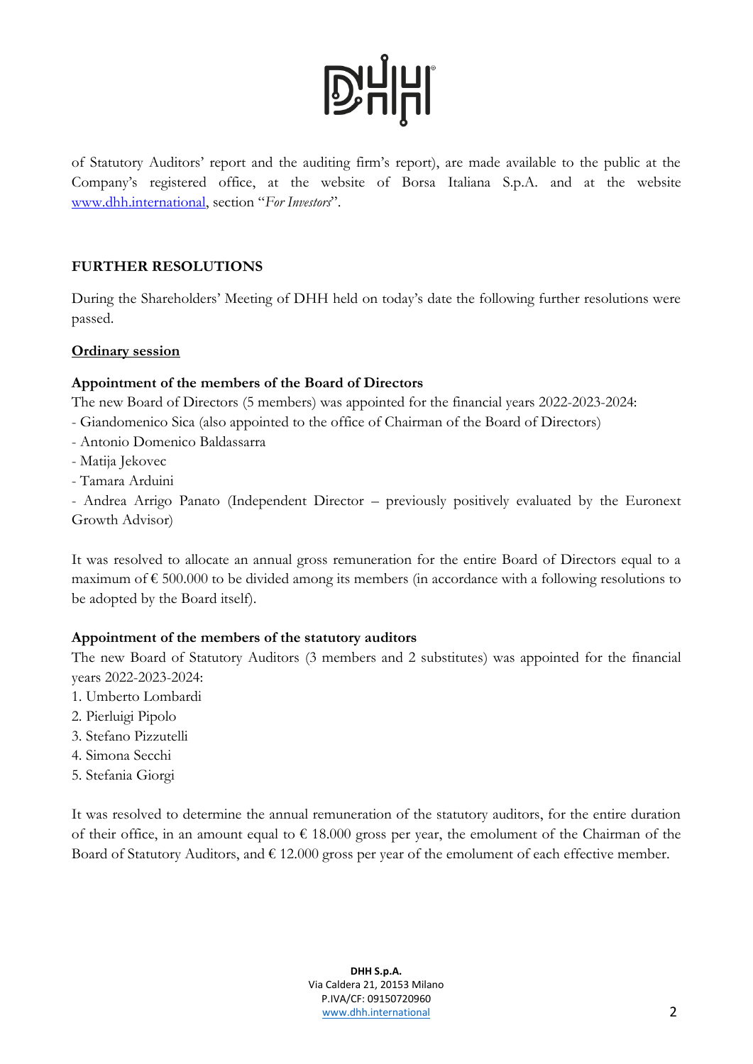of Statutory Auditors' report and the auditing firm's report), are made available to the public at the Company's registered office, at the website of Borsa Italiana S.p.A. and at the website [www.dhh.international](http://www.dhh.international), section "*For Investors*".

## FURTHER RESOLUTIONS

During the Shareholders' Meeting of DHH held on today's date the following further resolutions were passed.

**Ordinary session**

**Appointment of the members of the Board of Directors**

The new Board of Directors (5 members) was appointed for the financial years 2022-2023-2024:

- Giandomenico Sica (also appointed to the office of Chairman of the Board of Directors)
- Antonio Domenico Baldassarra
- Matija Jekovec
- Tamara Arduini
- Andrea Arrigo Panato (Independent Director – previously positively evaluated by the Euronext Growth Advisor)

It was resolved to allocate an annual gross remuneration for the entire Board of Directors equal to a maximum of € 500.000 to be divided among its members (in accordance with a following resolutions to be adopted by the Board itself).

**Appointment of the members of the statutory auditors**

The new Board of Statutory Auditors (3 members and 2 substitutes) was appointed for the financial years 2022-2023-2024:

1. Umberto Lombardi
2. Pierluigi Pipolo
3. Stefano Pizzutelli
4. Simona Secchi
5. Stefania Giorgi

It was resolved to determine the annual remuneration of the statutory auditors, for the entire duration of their office, in an amount equal to € 18.000 gross per year, the emolument of the Chairman of the Board of Statutory Auditors, and € 12.000 gross per year of the emolument of each effective member.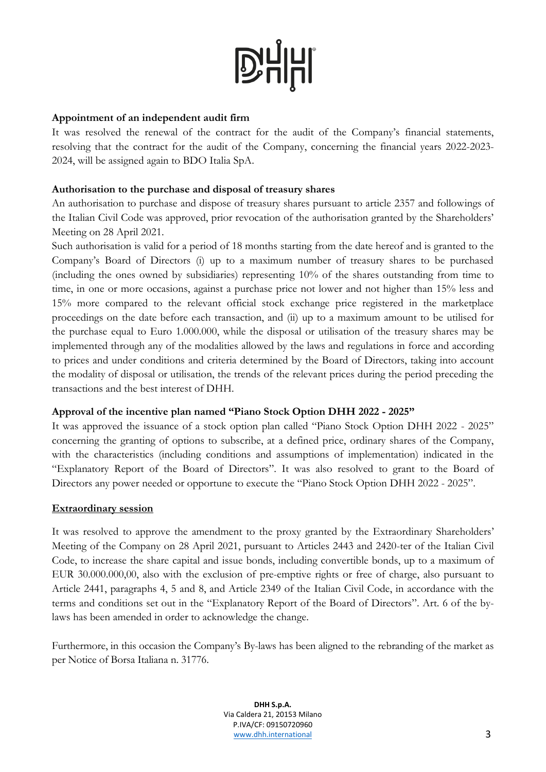**Appointment of an independent audit firm**

It was resolved the renewal of the contract for the audit of the Company's financial statements, resolving that the contract for the audit of the Company, concerning the financial years 2022-2023-2024, will be assigned again to BDO Italia SpA.

**Authorisation to the purchase and disposal of treasury shares**

An authorisation to purchase and dispose of treasury shares pursuant to article 2357 and followings of the Italian Civil Code was approved, prior revocation of the authorisation granted by the Shareholders' Meeting on 28 April 2021.

Such authorisation is valid for a period of 18 months starting from the date hereof and is granted to the Company's Board of Directors (i) up to a maximum number of treasury shares to be purchased (including the ones owned by subsidiaries) representing 10% of the shares outstanding from time to time, in one or more occasions, against a purchase price not lower and not higher than 15% less and 15% more compared to the relevant official stock exchange price registered in the marketplace proceedings on the date before each transaction, and (ii) up to a maximum amount to be utilised for the purchase equal to Euro 1.000.000, while the disposal or utilisation of the treasury shares may be implemented through any of the modalities allowed by the laws and regulations in force and according to prices and under conditions and criteria determined by the Board of Directors, taking into account the modality of disposal or utilisation, the trends of the relevant prices during the period preceding the transactions and the best interest of DHH.

**Approval of the incentive plan named "Piano Stock Option DHH 2022 - 2025"**

It was approved the issuance of a stock option plan called "Piano Stock Option DHH 2022 - 2025" concerning the granting of options to subscribe, at a defined price, ordinary shares of the Company, with the characteristics (including conditions and assumptions of implementation) indicated in the "Explanatory Report of the Board of Directors". It was also resolved to grant to the Board of Directors any power needed or opportune to execute the "Piano Stock Option DHH 2022 - 2025".

**Extraordinary session**

It was resolved to approve the amendment to the proxy granted by the Extraordinary Shareholders' Meeting of the Company on 28 April 2021, pursuant to Articles 2443 and 2420-ter of the Italian Civil Code, to increase the share capital and issue bonds, including convertible bonds, up to a maximum of EUR 30.000.000,00, also with the exclusion of pre-emptive rights or free of charge, also pursuant to Article 2441, paragraphs 4, 5 and 8, and Article 2349 of the Italian Civil Code, in accordance with the terms and conditions set out in the "Explanatory Report of the Board of Directors". Art. 6 of the by-laws has been amended in order to acknowledge the change.

Furthermore, in this occasion the Company's By-laws has been aligned to the rebranding of the market as per Notice of Borsa Italiana n. 31776.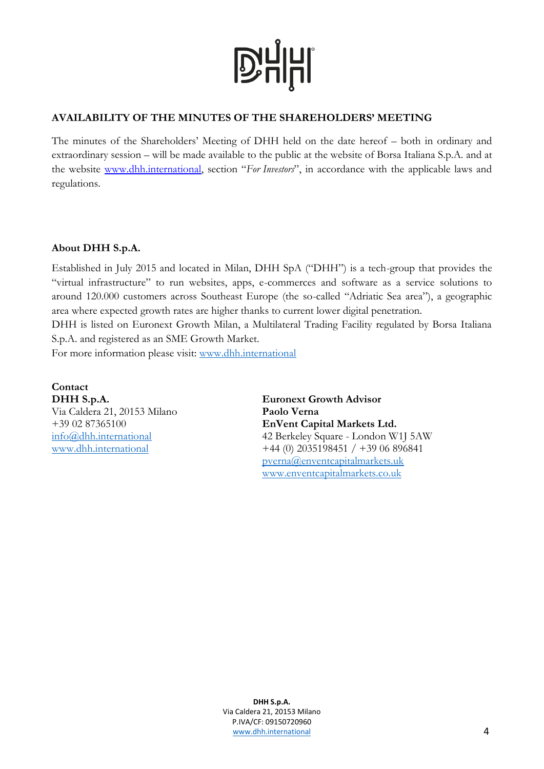**AVAILABILITY OF THE MINUTES OF THE SHAREHOLDERS' MEETING**

The minutes of the Shareholders' Meeting of DHH held on the date hereof – both in ordinary and extraordinary session – will be made available to the public at the website of Borsa Italiana S.p.A. and at the website www.dhh.international, section "*For Investors*", in accordance with the applicable laws and regulations.

**About DHH S.p.A.**

Established in July 2015 and located in Milan, DHH SpA ("DHH") is a tech-group that provides the "virtual infrastructure" to run websites, apps, e-commerces and software as a service solutions to around 120.000 customers across Southeast Europe (the so-called "Adriatic Sea area"), a geographic area where expected growth rates are higher thanks to current lower digital penetration.
DHH is listed on Euronext Growth Milan, a Multilateral Trading Facility regulated by Borsa Italiana S.p.A. and registered as an SME Growth Market.
For more information please visit: www.dhh.international

**Contact**
**DHH S.p.A.**
Via Caldera 21, 20153 Milano
+39 02 87365100
info@dhh.international
www.dhh.international

**Euronext Growth Advisor**
**Paolo Verna**
**EnVent Capital Markets Ltd.**
42 Berkeley Square - London W1J 5AW
+44 (0) 2035198451 / +39 06 896841
pverna@enventcapitalmarkets.uk
www.enventcapitalmarkets.co.uk